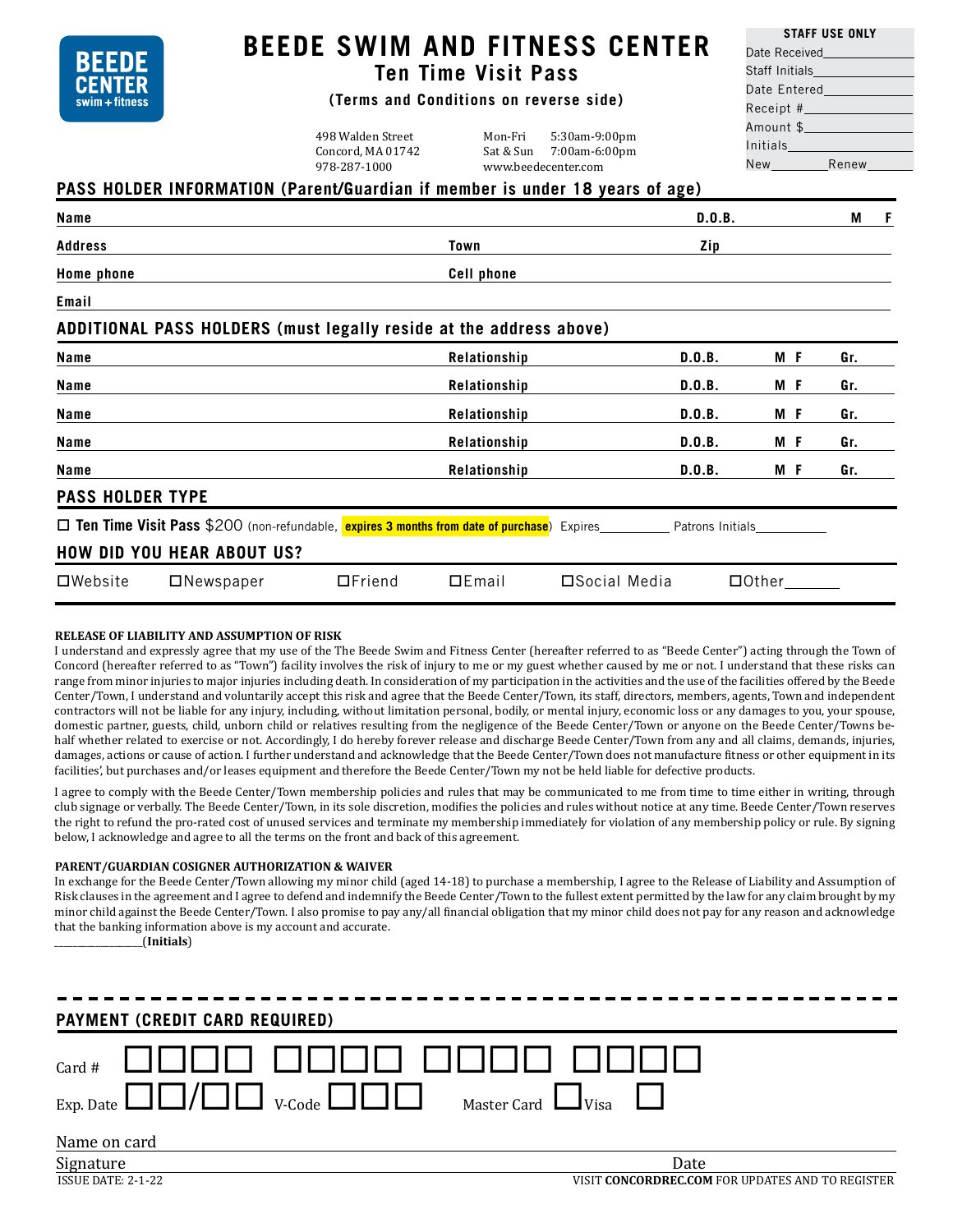BEEDE CENTER swim + fitness

# BEEDE SWIM AND FITNESS CENTER

## Ten Time Visit Pass

**(Terms and Conditions on reverse side)**

498 Walden Street
Concord, MA 01742
978-287-1000

Mon-Fri 5:30am-9:00pm
Sat & Sun 7:00am-6:00pm
www.beedecenter.com

**STAFF USE ONLY**

Date Received______
Staff Initials______
Date Entered______
Receipt #______
Amount $______
Initials______
New______ Renew______

## PASS HOLDER INFORMATION (Parent/Guardian if member is under 18 years of age)

**Name** ______ **D.O.B.** ______ **M F**

**Address** ______ **Town** ______ **Zip** ______

**Home phone** ______ **Cell phone** ______

**Email** ______

## ADDITIONAL PASS HOLDERS (must legally reside at the address above)

| Name | Relationship | D.O.B. | M F | Gr. |
|---|---|---|---|---|
| | | | | |
| | | | | |
| | | | | |
| | | | | |
| | | | | |

## PASS HOLDER TYPE

☐ **Ten Time Visit Pass** $200 (non-refundable, **expires 3 months from date of purchase**) Expires__________ Patrons Initials__________

## HOW DID YOU HEAR ABOUT US?

☐Website ☐Newspaper ☐Friend ☐Email ☐Social Media ☐Other______

**RELEASE OF LIABILITY AND ASSUMPTION OF RISK**

I understand and expressly agree that my use of the The Beede Swim and Fitness Center (hereafter referred to as "Beede Center") acting through the Town of Concord (hereafter referred to as "Town") facility involves the risk of injury to me or my guest whether caused by me or not. I understand that these risks can range from minor injuries to major injuries including death. In consideration of my participation in the activities and the use of the facilities offered by the Beede Center/Town, I understand and voluntarily accept this risk and agree that the Beede Center/Town, its staff, directors, members, agents, Town and independent contractors will not be liable for any injury, including, without limitation personal, bodily, or mental injury, economic loss or any damages to you, your spouse, domestic partner, guests, child, unborn child or relatives resulting from the negligence of the Beede Center/Town or anyone on the Beede Center/Towns behalf whether related to exercise or not. Accordingly, I do hereby forever release and discharge Beede Center/Town from any and all claims, demands, injuries, damages, actions or cause of action. I further understand and acknowledge that the Beede Center/Town does not manufacture fitness or other equipment in its facilities', but purchases and/or leases equipment and therefore the Beede Center/Town my not be held liable for defective products.

I agree to comply with the Beede Center/Town membership policies and rules that may be communicated to me from time to time either in writing, through club signage or verbally. The Beede Center/Town, in its sole discretion, modifies the policies and rules without notice at any time. Beede Center/Town reserves the right to refund the pro-rated cost of unused services and terminate my membership immediately for violation of any membership policy or rule. By signing below, I acknowledge and agree to all the terms on the front and back of this agreement.

**PARENT/GUARDIAN COSIGNER AUTHORIZATION & WAIVER**

In exchange for the Beede Center/Town allowing my minor child (aged 14-18) to purchase a membership, I agree to the Release of Liability and Assumption of Risk clauses in the agreement and I agree to defend and indemnify the Beede Center/Town to the fullest extent permitted by the law for any claim brought by my minor child against the Beede Center/Town. I also promise to pay any/all financial obligation that my minor child does not pay for any reason and acknowledge that the banking information above is my account and accurate.

__________(**Initials**)

## PAYMENT (CREDIT CARD REQUIRED)

Card # ☐☐☐☐ ☐☐☐☐ ☐☐☐☐ ☐☐☐☐

Exp. Date ☐☐/☐☐ V-Code ☐☐☐ Master Card ☐ Visa ☐

Name on card ______

Signature ______ Date ______

ISSUE DATE: 2-1-22

VISIT **CONCORDREC.COM** FOR UPDATES AND TO REGISTER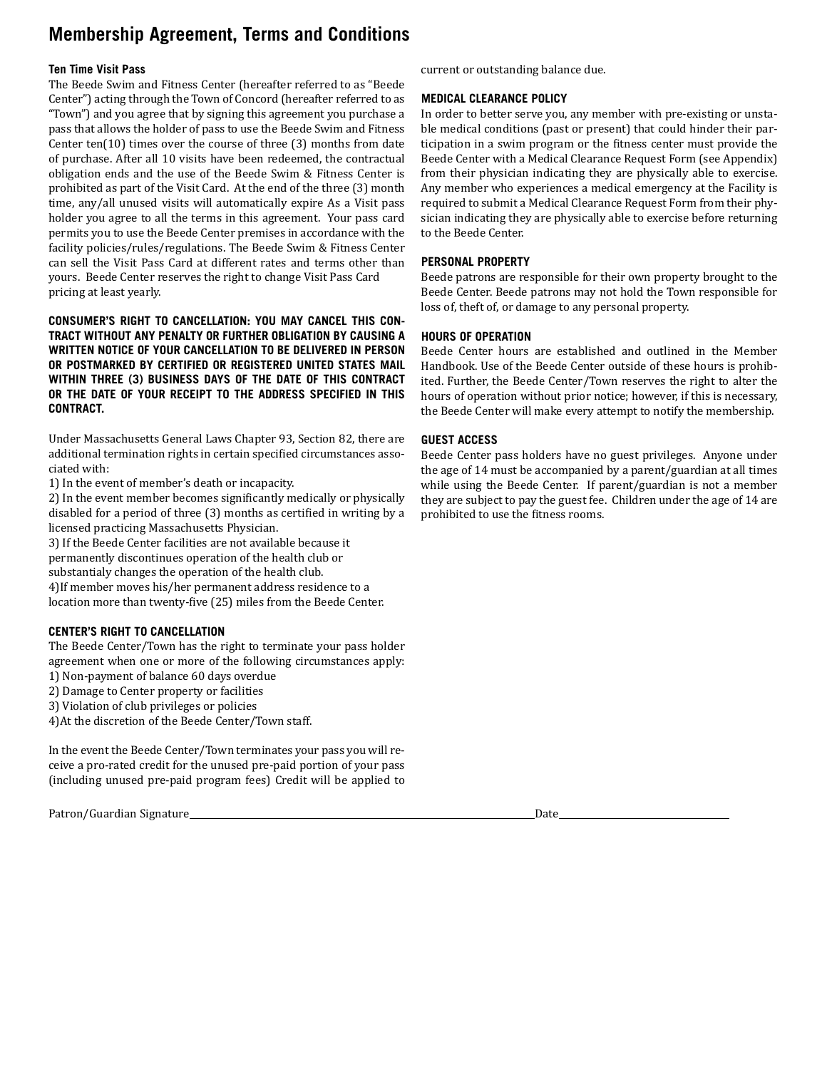# Membership Agreement, Terms and Conditions

### Ten Time Visit Pass

The Beede Swim and Fitness Center (hereafter referred to as "Beede Center") acting through the Town of Concord (hereafter referred to as "Town") and you agree that by signing this agreement you purchase a pass that allows the holder of pass to use the Beede Swim and Fitness Center ten(10) times over the course of three (3) months from date of purchase. After all 10 visits have been redeemed, the contractual obligation ends and the use of the Beede Swim & Fitness Center is prohibited as part of the Visit Card. At the end of the three (3) month time, any/all unused visits will automatically expire As a Visit pass holder you agree to all the terms in this agreement. Your pass card permits you to use the Beede Center premises in accordance with the facility policies/rules/regulations. The Beede Swim & Fitness Center can sell the Visit Pass Card at different rates and terms other than yours. Beede Center reserves the right to change Visit Pass Card pricing at least yearly.

**CONSUMER'S RIGHT TO CANCELLATION: YOU MAY CANCEL THIS CONTRACT WITHOUT ANY PENALTY OR FURTHER OBLIGATION BY CAUSING A WRITTEN NOTICE OF YOUR CANCELLATION TO BE DELIVERED IN PERSON OR POSTMARKED BY CERTIFIED OR REGISTERED UNITED STATES MAIL WITHIN THREE (3) BUSINESS DAYS OF THE DATE OF THIS CONTRACT OR THE DATE OF YOUR RECEIPT TO THE ADDRESS SPECIFIED IN THIS CONTRACT.**

Under Massachusetts General Laws Chapter 93, Section 82, there are additional termination rights in certain specified circumstances associated with:

1) In the event of member's death or incapacity.
2) In the event member becomes significantly medically or physically disabled for a period of three (3) months as certified in writing by a licensed practicing Massachusetts Physician.
3) If the Beede Center facilities are not available because it permanently discontinues operation of the health club or substantialy changes the operation of the health club.
4)If member moves his/her permanent address residence to a location more than twenty-five (25) miles from the Beede Center.

### CENTER'S RIGHT TO CANCELLATION

The Beede Center/Town has the right to terminate your pass holder agreement when one or more of the following circumstances apply:

1) Non-payment of balance 60 days overdue
2) Damage to Center property or facilities
3) Violation of club privileges or policies
4)At the discretion of the Beede Center/Town staff.

In the event the Beede Center/Town terminates your pass you will receive a pro-rated credit for the unused pre-paid portion of your pass (including unused pre-paid program fees) Credit will be applied to current or outstanding balance due.

### MEDICAL CLEARANCE POLICY

In order to better serve you, any member with pre-existing or unstable medical conditions (past or present) that could hinder their participation in a swim program or the fitness center must provide the Beede Center with a Medical Clearance Request Form (see Appendix) from their physician indicating they are physically able to exercise. Any member who experiences a medical emergency at the Facility is required to submit a Medical Clearance Request Form from their physician indicating they are physically able to exercise before returning to the Beede Center.

### PERSONAL PROPERTY

Beede patrons are responsible for their own property brought to the Beede Center. Beede patrons may not hold the Town responsible for loss of, theft of, or damage to any personal property.

### HOURS OF OPERATION

Beede Center hours are established and outlined in the Member Handbook. Use of the Beede Center outside of these hours is prohibited. Further, the Beede Center/Town reserves the right to alter the hours of operation without prior notice; however, if this is necessary, the Beede Center will make every attempt to notify the membership.

### GUEST ACCESS

Beede Center pass holders have no guest privileges. Anyone under the age of 14 must be accompanied by a parent/guardian at all times while using the Beede Center. If parent/guardian is not a member they are subject to pay the guest fee. Children under the age of 14 are prohibited to use the fitness rooms.

Patron/Guardian Signature\_\_\_\_\_\_\_\_\_\_\_\_\_\_\_\_\_\_\_\_\_\_\_\_\_\_\_\_\_\_\_\_\_\_\_\_\_\_\_\_ Date\_\_\_\_\_\_\_\_\_\_\_\_\_\_\_\_\_\_\_\_